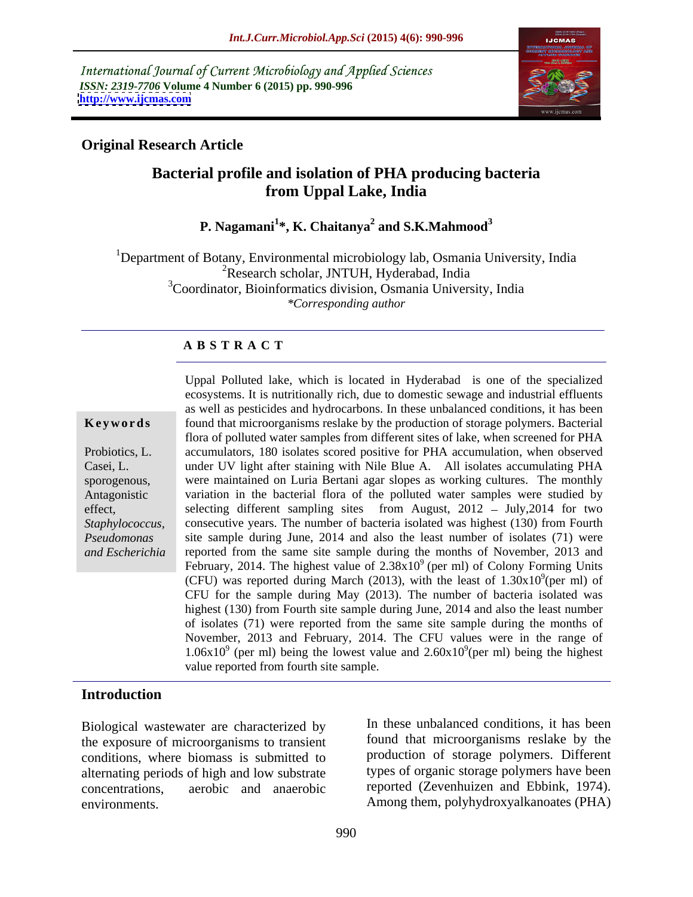International Journal of Current Microbiology and Applied Sciences
*ISSN: 2319-7706* **Volume 4 Number 6 (2015) pp. 990-996**
**http://www.ijcmas.com**

**Original Research Article**

# Bacterial profile and isolation of PHA producing bacteria from Uppal Lake, India

**P. Nagamani[1]\*, K. Chaitanya[2] and S.K.Mahmood[3]**

[1]Department of Botany, Environmental microbiology lab, Osmania University, India
[2]Research scholar, JNTUH, Hyderabad, India
[3]Coordinator, Bioinformatics division, Osmania University, India
*\*Corresponding author*

## A B S T R A C T

**Keywords**

Probiotics, L. Casei, L. sporogenous, Antagonistic effect, *Staphylococcus, Pseudomonas and Escherichia*

Uppal Polluted lake, which is located in Hyderabad is one of the specialized ecosystems. It is nutritionally rich, due to domestic sewage and industrial effluents as well as pesticides and hydrocarbons. In these unbalanced conditions, it has been found that microorganisms reslake by the production of storage polymers. Bacterial flora of polluted water samples from different sites of lake, when screened for PHA accumulators, 180 isolates scored positive for PHA accumulation, when observed under UV light after staining with Nile Blue A. All isolates accumulating PHA were maintained on Luria Bertani agar slopes as working cultures. The monthly variation in the bacterial flora of the polluted water samples were studied by selecting different sampling sites from August, 2012 – July,2014 for two consecutive years. The number of bacteria isolated was highest (130) from Fourth site sample during June, 2014 and also the least number of isolates (71) were reported from the same site sample during the months of November, 2013 and February, 2014. The highest value of $2.38 \times 10^9$ (per ml) of Colony Forming Units (CFU) was reported during March (2013), with the least of $1.30 \times 10^9$(per ml) of CFU for the sample during May (2013). The number of bacteria isolated was highest (130) from Fourth site sample during June, 2014 and also the least number of isolates (71) were reported from the same site sample during the months of November, 2013 and February, 2014. The CFU values were in the range of $1.06 \times 10^9$ (per ml) being the lowest value and $2.60 \times 10^9$(per ml) being the highest value reported from fourth site sample.

## Introduction

Biological wastewater are characterized by the exposure of microorganisms to transient conditions, where biomass is submitted to alternating periods of high and low substrate concentrations, aerobic and anaerobic environments.

In these unbalanced conditions, it has been found that microorganisms reslake by the production of storage polymers. Different types of organic storage polymers have been reported (Zevenhuizen and Ebbink, 1974). Among them, polyhydroxyalkanoates (PHA)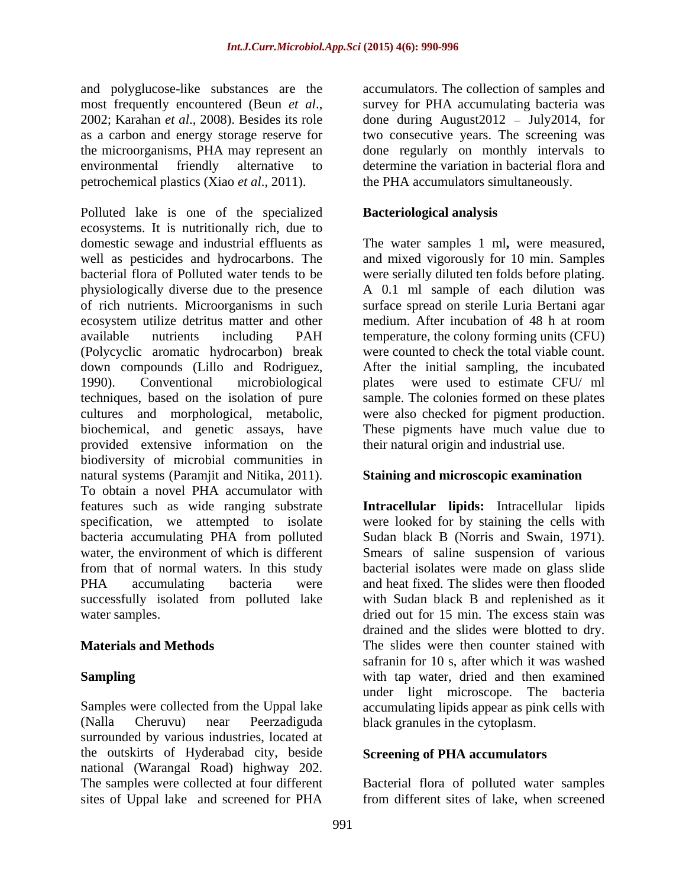and polyglucose-like substances are the most frequently encountered (Beun *et al*., 2002; Karahan *et al*., 2008). Besides its role as a carbon and energy storage reserve for the microorganisms, PHA may represent an environmental friendly alternative to petrochemical plastics (Xiao *et al*., 2011).

Polluted lake is one of the specialized ecosystems. It is nutritionally rich, due to domestic sewage and industrial effluents as well as pesticides and hydrocarbons. The bacterial flora of Polluted water tends to be physiologically diverse due to the presence of rich nutrients. Microorganisms in such ecosystem utilize detritus matter and other available nutrients including PAH (Polycyclic aromatic hydrocarbon) break down compounds (Lillo and Rodriguez, 1990). Conventional microbiological techniques, based on the isolation of pure cultures and morphological, metabolic, biochemical, and genetic assays, have provided extensive information on the biodiversity of microbial communities in natural systems (Paramjit and Nitika, 2011). To obtain a novel PHA accumulator with features such as wide ranging substrate specification, we attempted to isolate bacteria accumulating PHA from polluted water, the environment of which is different from that of normal waters. In this study PHA accumulating bacteria were successfully isolated from polluted lake water samples.

## Materials and Methods

### Sampling

Samples were collected from the Uppal lake (Nalla Cheruvu) near Peerzadiguda surrounded by various industries, located at the outskirts of Hyderabad city, beside national (Warangal Road) highway 202. The samples were collected at four different sites of Uppal lake and screened for PHA accumulators. The collection of samples and survey for PHA accumulating bacteria was done during August2012 – July2014, for two consecutive years. The screening was done regularly on monthly intervals to determine the variation in bacterial flora and the PHA accumulators simultaneously.

### Bacteriological analysis

The water samples 1 ml**,** were measured, and mixed vigorously for 10 min. Samples were serially diluted ten folds before plating. A 0.1 ml sample of each dilution was surface spread on sterile Luria Bertani agar medium. After incubation of 48 h at room temperature, the colony forming units (CFU) were counted to check the total viable count. After the initial sampling, the incubated plates were used to estimate CFU/ ml sample. The colonies formed on these plates were also checked for pigment production. These pigments have much value due to their natural origin and industrial use.

### Staining and microscopic examination

**Intracellular lipids:** Intracellular lipids were looked for by staining the cells with Sudan black B (Norris and Swain, 1971). Smears of saline suspension of various bacterial isolates were made on glass slide and heat fixed. The slides were then flooded with Sudan black B and replenished as it dried out for 15 min. The excess stain was drained and the slides were blotted to dry. The slides were then counter stained with safranin for 10 s, after which it was washed with tap water, dried and then examined under light microscope. The bacteria accumulating lipids appear as pink cells with black granules in the cytoplasm.

### Screening of PHA accumulators

Bacterial flora of polluted water samples from different sites of lake, when screened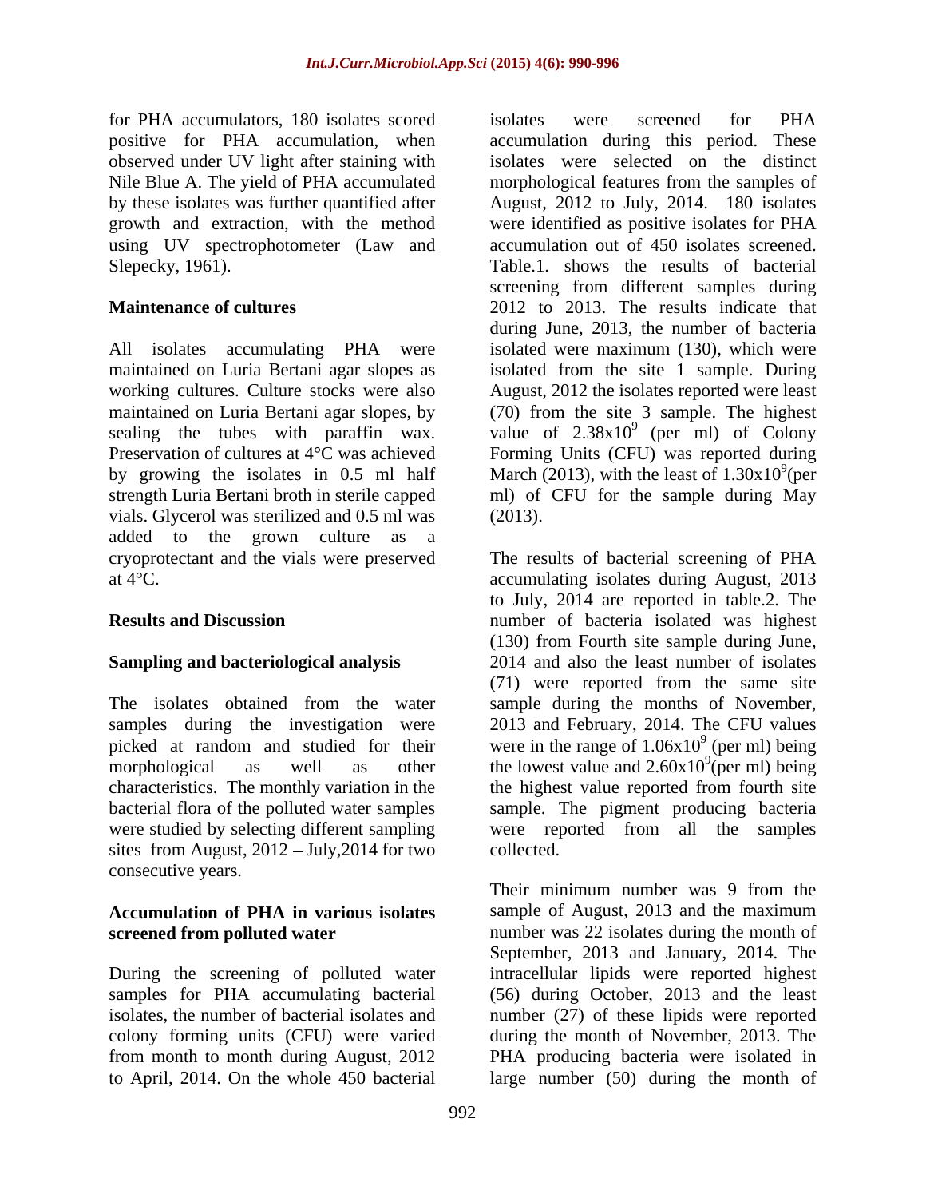for PHA accumulators, 180 isolates scored positive for PHA accumulation, when observed under UV light after staining with Nile Blue A. The yield of PHA accumulated by these isolates was further quantified after growth and extraction, with the method using UV spectrophotometer (Law and Slepecky, 1961).

### Maintenance of cultures

All isolates accumulating PHA were maintained on Luria Bertani agar slopes as working cultures. Culture stocks were also maintained on Luria Bertani agar slopes, by sealing the tubes with paraffin wax. Preservation of cultures at 4°C was achieved by growing the isolates in 0.5 ml half strength Luria Bertani broth in sterile capped vials. Glycerol was sterilized and 0.5 ml was added to the grown culture as a cryoprotectant and the vials were preserved at 4°C.

## Results and Discussion

### Sampling and bacteriological analysis

The isolates obtained from the water samples during the investigation were picked at random and studied for their morphological as well as other characteristics. The monthly variation in the bacterial flora of the polluted water samples were studied by selecting different sampling sites from August, 2012 – July,2014 for two consecutive years.

### Accumulation of PHA in various isolates screened from polluted water

During the screening of polluted water samples for PHA accumulating bacterial isolates, the number of bacterial isolates and colony forming units (CFU) were varied from month to month during August, 2012 to April, 2014. On the whole 450 bacterial isolates were screened for PHA accumulation during this period. These isolates were selected on the distinct morphological features from the samples of August, 2012 to July, 2014. 180 isolates were identified as positive isolates for PHA accumulation out of 450 isolates screened. Table.1. shows the results of bacterial screening from different samples during 2012 to 2013. The results indicate that during June, 2013, the number of bacteria isolated were maximum (130), which were isolated from the site 1 sample. During August, 2012 the isolates reported were least (70) from the site 3 sample. The highest value of $2.38 \times 10^9$ (per ml) of Colony Forming Units (CFU) was reported during March (2013), with the least of $1.30 \times 10^9$(per ml) of CFU for the sample during May (2013).

The results of bacterial screening of PHA accumulating isolates during August, 2013 to July, 2014 are reported in table.2. The number of bacteria isolated was highest (130) from Fourth site sample during June, 2014 and also the least number of isolates (71) were reported from the same site sample during the months of November, 2013 and February, 2014. The CFU values were in the range of $1.06 \times 10^9$ (per ml) being the lowest value and $2.60 \times 10^9$(per ml) being the highest value reported from fourth site sample. The pigment producing bacteria were reported from all the samples collected.

Their minimum number was 9 from the sample of August, 2013 and the maximum number was 22 isolates during the month of September, 2013 and January, 2014. The intracellular lipids were reported highest (56) during October, 2013 and the least number (27) of these lipids were reported during the month of November, 2013. The PHA producing bacteria were isolated in large number (50) during the month of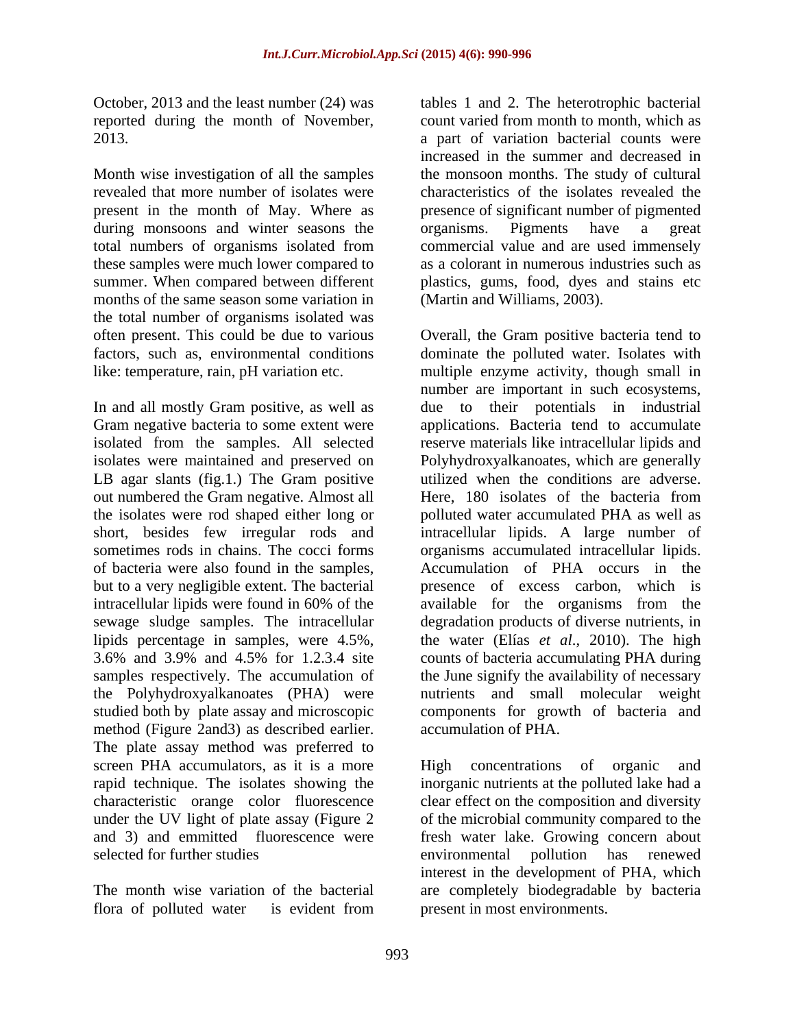October, 2013 and the least number (24) was reported during the month of November, 2013.

Month wise investigation of all the samples revealed that more number of isolates were present in the month of May. Where as during monsoons and winter seasons the total numbers of organisms isolated from these samples were much lower compared to summer. When compared between different months of the same season some variation in the total number of organisms isolated was often present. This could be due to various factors, such as, environmental conditions like: temperature, rain, pH variation etc.

In and all mostly Gram positive, as well as Gram negative bacteria to some extent were isolated from the samples. All selected isolates were maintained and preserved on LB agar slants (fig.1.) The Gram positive out numbered the Gram negative. Almost all the isolates were rod shaped either long or short, besides few irregular rods and sometimes rods in chains. The cocci forms of bacteria were also found in the samples, but to a very negligible extent. The bacterial intracellular lipids were found in 60% of the sewage sludge samples. The intracellular lipids percentage in samples, were 4.5%, 3.6% and 3.9% and 4.5% for 1.2.3.4 site samples respectively. The accumulation of the Polyhydroxyalkanoates (PHA) were studied both by plate assay and microscopic method (Figure 2and3) as described earlier. The plate assay method was preferred to screen PHA accumulators, as it is a more rapid technique. The isolates showing the characteristic orange color fluorescence under the UV light of plate assay (Figure 2 and 3) and emmitted fluorescence were selected for further studies

The month wise variation of the bacterial flora of polluted water is evident from tables 1 and 2. The heterotrophic bacterial count varied from month to month, which as a part of variation bacterial counts were increased in the summer and decreased in the monsoon months. The study of cultural characteristics of the isolates revealed the presence of significant number of pigmented organisms. Pigments have a great commercial value and are used immensely as a colorant in numerous industries such as plastics, gums, food, dyes and stains etc (Martin and Williams, 2003).

Overall, the Gram positive bacteria tend to dominate the polluted water. Isolates with multiple enzyme activity, though small in number are important in such ecosystems, due to their potentials in industrial applications. Bacteria tend to accumulate reserve materials like intracellular lipids and Polyhydroxyalkanoates, which are generally utilized when the conditions are adverse. Here, 180 isolates of the bacteria from polluted water accumulated PHA as well as intracellular lipids. A large number of organisms accumulated intracellular lipids. Accumulation of PHA occurs in the presence of excess carbon, which is available for the organisms from the degradation products of diverse nutrients, in the water (Elías *et al*., 2010). The high counts of bacteria accumulating PHA during the June signify the availability of necessary nutrients and small molecular weight components for growth of bacteria and accumulation of PHA.

High concentrations of organic and inorganic nutrients at the polluted lake had a clear effect on the composition and diversity of the microbial community compared to the fresh water lake. Growing concern about environmental pollution has renewed interest in the development of PHA, which are completely biodegradable by bacteria present in most environments.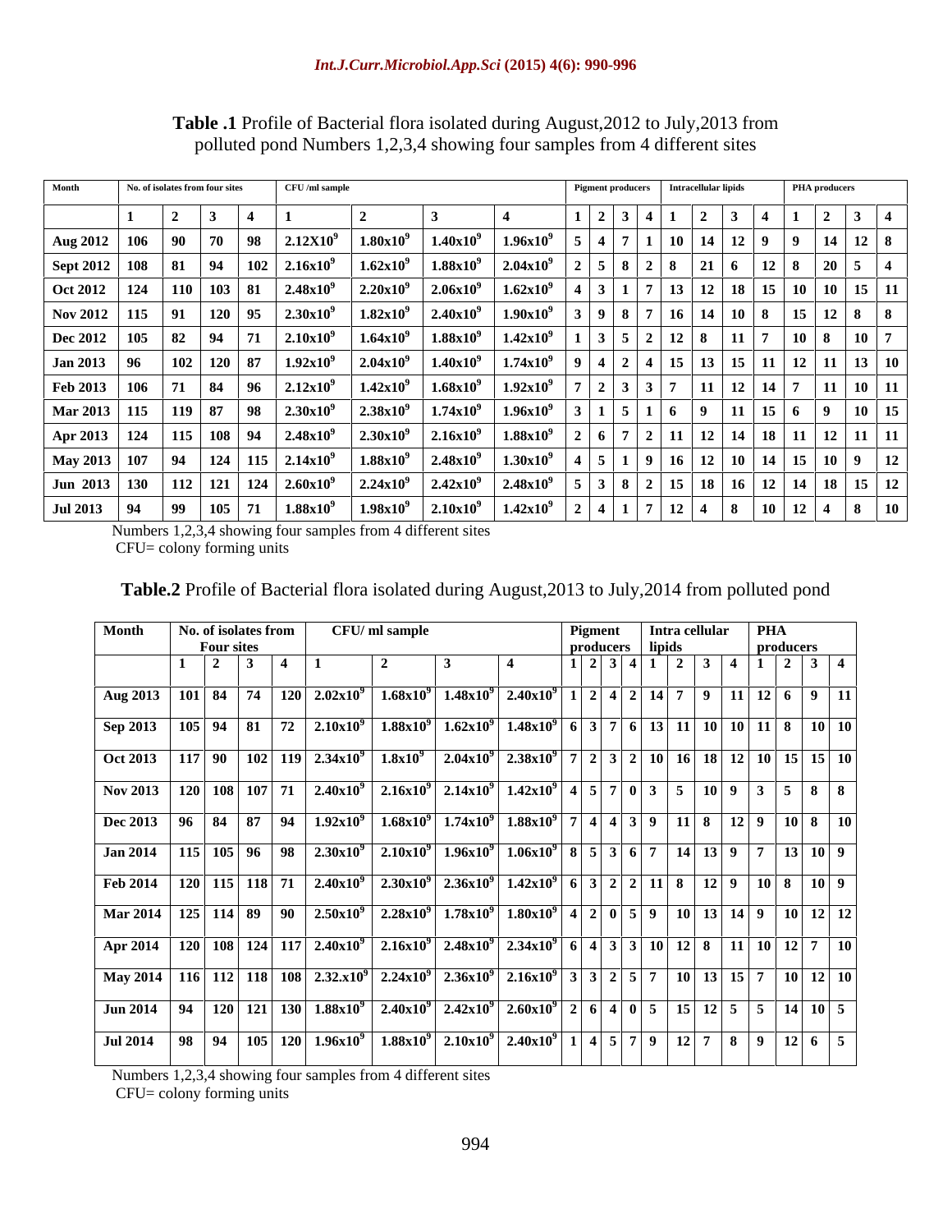**Table .1** Profile of Bacterial flora isolated during August,2012 to July,2013 from polluted pond Numbers 1,2,3,4 showing four samples from 4 different sites

| Month | No. of isolates from four sites | | | | CFU /ml sample | | | | Pigment producers | | | | Intracellular lipids | | | | PHA producers | | | |
|---|---|---|---|---|---|---|---|---|---|---|---|---|---|---|---|---|---|---|---|---|
| | 1 | 2 | 3 | 4 | 1 | 2 | 3 | 4 | 1 | 2 | 3 | 4 | 1 | 2 | 3 | 4 | 1 | 2 | 3 | 4 |
| Aug 2012 | 106 | 90 | 70 | 98 | $2.12X10^9$ | $1.80x10^9$ | $1.40x10^9$ | $1.96x10^9$ | 5 | 4 | 7 | 1 | 10 | 14 | 12 | 9 | 9 | 14 | 12 | 8 |
| Sept 2012 | 108 | 81 | 94 | 102 | $2.16x10^9$ | $1.62x10^9$ | $1.88x10^9$ | $2.04x10^9$ | 2 | 5 | 8 | 2 | 8 | 21 | 6 | 12 | 8 | 20 | 5 | 4 |
| Oct 2012 | 124 | 110 | 103 | 81 | $2.48x10^9$ | $2.20x10^9$ | $2.06x10^9$ | $1.62x10^9$ | 4 | 3 | 1 | 7 | 13 | 12 | 18 | 15 | 10 | 10 | 15 | 11 |
| Nov 2012 | 115 | 91 | 120 | 95 | $2.30x10^9$ | $1.82x10^9$ | $2.40x10^9$ | $1.90x10^9$ | 3 | 9 | 8 | 7 | 16 | 14 | 10 | 8 | 15 | 12 | 8 | 8 |
| Dec 2012 | 105 | 82 | 94 | 71 | $2.10x10^9$ | $1.64x10^9$ | $1.88x10^9$ | $1.42x10^9$ | 1 | 3 | 5 | 2 | 12 | 8 | 11 | 7 | 10 | 8 | 10 | 7 |
| Jan 2013 | 96 | 102 | 120 | 87 | $1.92x10^9$ | $2.04x10^9$ | $1.40x10^9$ | $1.74x10^9$ | 9 | 4 | 2 | 4 | 15 | 13 | 15 | 11 | 12 | 11 | 13 | 10 |
| Feb 2013 | 106 | 71 | 84 | 96 | $2.12x10^9$ | $1.42x10^9$ | $1.68x10^9$ | $1.92x10^9$ | 7 | 2 | 3 | 3 | 7 | 11 | 12 | 14 | 7 | 11 | 10 | 11 |
| Mar 2013 | 115 | 119 | 87 | 98 | $2.30x10^9$ | $2.38x10^9$ | $1.74x10^9$ | $1.96x10^9$ | 3 | 1 | 5 | 1 | 6 | 9 | 11 | 15 | 6 | 9 | 10 | 15 |
| Apr 2013 | 124 | 115 | 108 | 94 | $2.48x10^9$ | $2.30x10^9$ | $2.16x10^9$ | $1.88x10^9$ | 2 | 6 | 7 | 2 | 11 | 12 | 14 | 18 | 11 | 12 | 11 | 11 |
| May 2013 | 107 | 94 | 124 | 115 | $2.14x10^9$ | $1.88x10^9$ | $2.48x10^9$ | $1.30x10^9$ | 4 | 5 | 1 | 9 | 16 | 12 | 10 | 14 | 15 | 10 | 9 | 12 |
| Jun 2013 | 130 | 112 | 121 | 124 | $2.60x10^9$ | $2.24x10^9$ | $2.42x10^9$ | $2.48x10^9$ | 5 | 3 | 8 | 2 | 15 | 18 | 16 | 12 | 14 | 18 | 15 | 12 |
| Jul 2013 | 94 | 99 | 105 | 71 | $1.88x10^9$ | $1.98x10^9$ | $2.10x10^9$ | $1.42x10^9$ | 2 | 4 | 1 | 7 | 12 | 4 | 8 | 10 | 12 | 4 | 8 | 10 |

Numbers 1,2,3,4 showing four samples from 4 different sites
CFU= colony forming units

**Table.2** Profile of Bacterial flora isolated during August,2013 to July,2014 from polluted pond

| Month | No. of isolates from Four sites | | | | CFU/ ml sample | | | | Pigment producers | | | | Intra cellular lipids | | | | PHA producers | | | |
|---|---|---|---|---|---|---|---|---|---|---|---|---|---|---|---|---|---|---|---|---|
| | 1 | 2 | 3 | 4 | 1 | 2 | 3 | 4 | 1 | 2 | 3 | 4 | 1 | 2 | 3 | 4 | 1 | 2 | 3 | 4 |
| Aug 2013 | 101 | 84 | 74 | 120 | $2.02x10^9$ | $1.68x10^9$ | $1.48x10^9$ | $2.40x10^9$ | 1 | 2 | 4 | 2 | 14 | 7 | 9 | 11 | 12 | 6 | 9 | 11 |
| Sep 2013 | 105 | 94 | 81 | 72 | $2.10x10^9$ | $1.88x10^9$ | $1.62x10^9$ | $1.48x10^9$ | 6 | 3 | 7 | 6 | 13 | 11 | 10 | 10 | 11 | 8 | 10 | 10 |
| Oct 2013 | 117 | 90 | 102 | 119 | $2.34x10^9$ | $1.8x10^9$ | $2.04x10^9$ | $2.38x10^9$ | 7 | 2 | 3 | 2 | 10 | 16 | 18 | 12 | 10 | 15 | 15 | 10 |
| Nov 2013 | 120 | 108 | 107 | 71 | $2.40x10^9$ | $2.16x10^9$ | $2.14x10^9$ | $1.42x10^9$ | 4 | 5 | 7 | 0 | 3 | 5 | 10 | 9 | 3 | 5 | 8 | 8 |
| Dec 2013 | 96 | 84 | 87 | 94 | $1.92x10^9$ | $1.68x10^9$ | $1.74x10^9$ | $1.88x10^9$ | 7 | 4 | 4 | 3 | 9 | 11 | 8 | 12 | 9 | 10 | 8 | 10 |
| Jan 2014 | 115 | 105 | 96 | 98 | $2.30x10^9$ | $2.10x10^9$ | $1.96x10^9$ | $1.06x10^9$ | 8 | 5 | 3 | 6 | 7 | 14 | 13 | 9 | 7 | 13 | 10 | 9 |
| Feb 2014 | 120 | 115 | 118 | 71 | $2.40x10^9$ | $2.30x10^9$ | $2.36x10^9$ | $1.42x10^9$ | 6 | 3 | 2 | 2 | 11 | 8 | 12 | 9 | 10 | 8 | 10 | 9 |
| Mar 2014 | 125 | 114 | 89 | 90 | $2.50x10^9$ | $2.28x10^9$ | $1.78x10^9$ | $1.80x10^9$ | 4 | 2 | 0 | 5 | 9 | 10 | 13 | 14 | 9 | 10 | 12 | 12 |
| Apr 2014 | 120 | 108 | 124 | 117 | $2.40x10^9$ | $2.16x10^9$ | $2.48x10^9$ | $2.34x10^9$ | 6 | 4 | 3 | 3 | 10 | 12 | 8 | 11 | 10 | 12 | 7 | 10 |
| May 2014 | 116 | 112 | 118 | 108 | $2.32.x10^9$ | $2.24x10^9$ | $2.36x10^9$ | $2.16x10^9$ | 3 | 3 | 2 | 5 | 7 | 10 | 13 | 15 | 7 | 10 | 12 | 10 |
| Jun 2014 | 94 | 120 | 121 | 130 | $1.88x10^9$ | $2.40x10^9$ | $2.42x10^9$ | $2.60x10^9$ | 2 | 6 | 4 | 0 | 5 | 15 | 12 | 5 | 5 | 14 | 10 | 5 |
| Jul 2014 | 98 | 94 | 105 | 120 | $1.96x10^9$ | $1.88x10^9$ | $2.10x10^9$ | $2.40x10^9$ | 1 | 4 | 5 | 7 | 9 | 12 | 7 | 8 | 9 | 12 | 6 | 5 |

Numbers 1,2,3,4 showing four samples from 4 different sites
CFU= colony forming units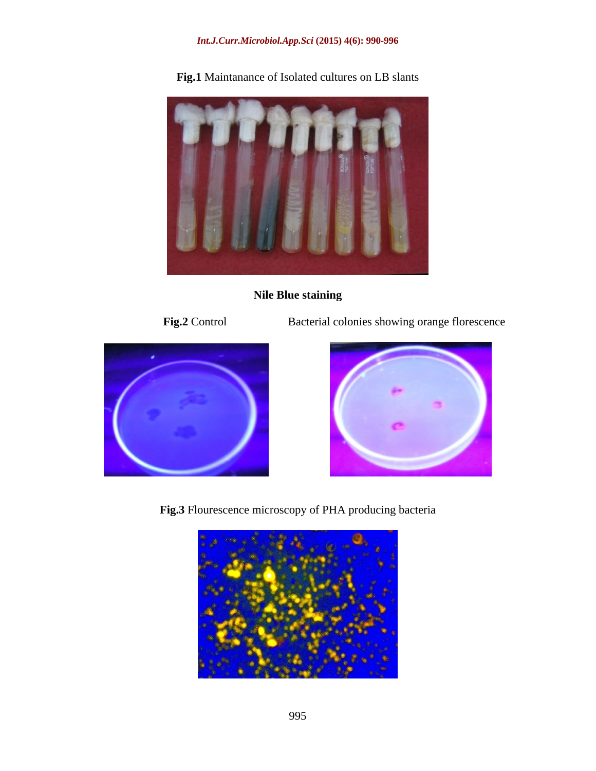**Fig.1** Maintanance of Isolated cultures on LB slants

**Nile Blue staining**

**Fig.2** Control Bacterial colonies showing orange florescence

**Fig.3** Flourescence microscopy of PHA producing bacteria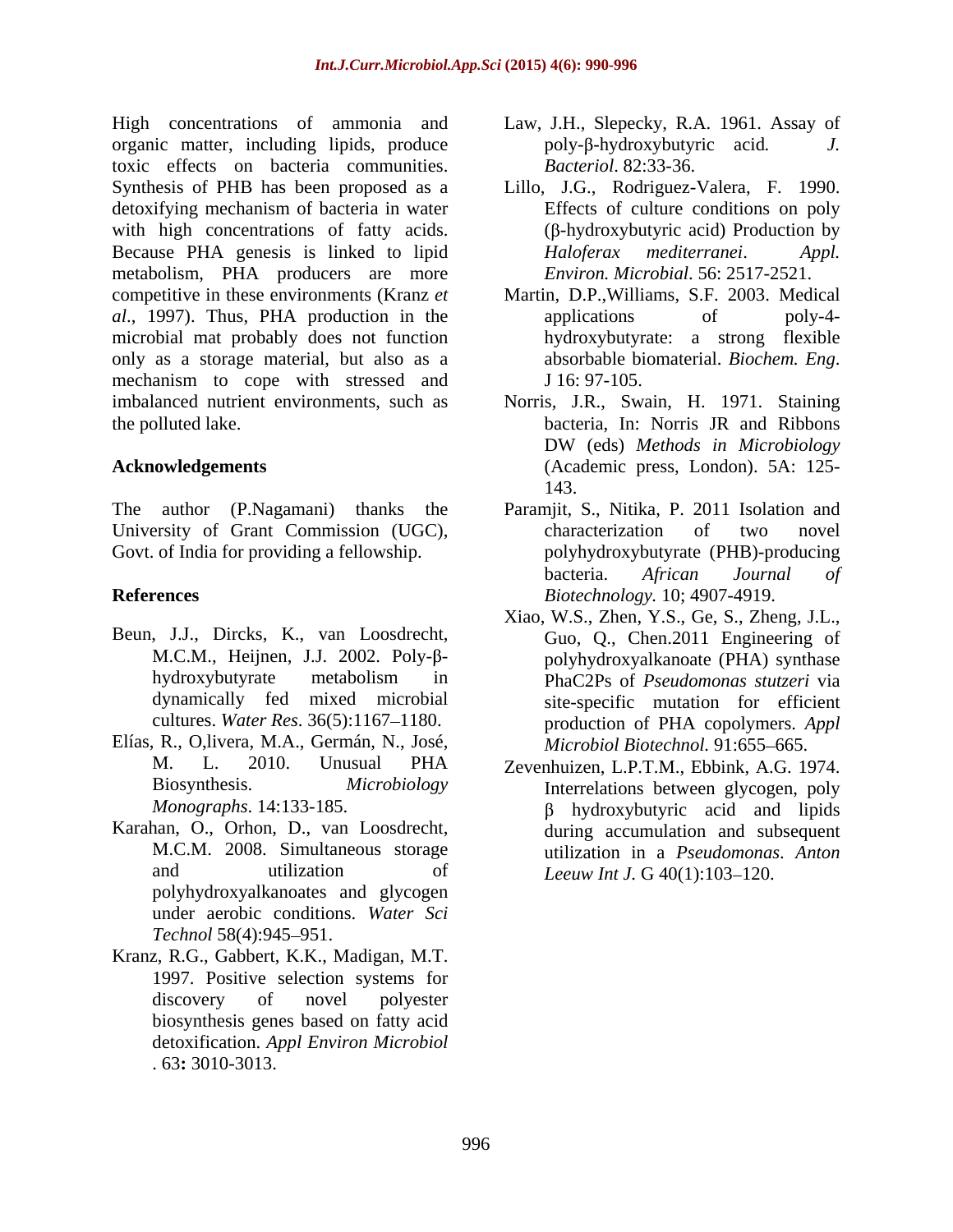High concentrations of ammonia and organic matter, including lipids, produce toxic effects on bacteria communities. Synthesis of PHB has been proposed as a detoxifying mechanism of bacteria in water with high concentrations of fatty acids. Because PHA genesis is linked to lipid metabolism, PHA producers are more competitive in these environments (Kranz *et al*., 1997). Thus, PHA production in the microbial mat probably does not function only as a storage material, but also as a mechanism to cope with stressed and imbalanced nutrient environments, such as the polluted lake.

## Acknowledgements

The author (P.Nagamani) thanks the University of Grant Commission (UGC), Govt. of India for providing a fellowship.

## References

Beun, J.J., Dircks, K., van Loosdrecht, M.C.M., Heijnen, J.J. 2002. Poly-β-hydroxybutyrate metabolism in dynamically fed mixed microbial cultures. *Water Res*. 36(5):1167–1180.

Elías, R., O,livera, M.A., Germán, N., José, M. L. 2010. Unusual PHA Biosynthesis. *Microbiology Monographs*. 14:133-185.

Karahan, O., Orhon, D., van Loosdrecht, M.C.M. 2008. Simultaneous storage and utilization of polyhydroxyalkanoates and glycogen under aerobic conditions. *Water Sci Technol* 58(4):945–951.

Kranz, R.G., Gabbert, K.K., Madigan, M.T. 1997. Positive selection systems for discovery of novel polyester biosynthesis genes based on fatty acid detoxification. *Appl Environ Microbiol* . 63**:** 3010-3013.

Law, J.H., Slepecky, R.A. 1961. Assay of poly-β-hydroxybutyric acid*. J. Bacteriol*. 82:33-36.

Lillo, J.G., Rodriguez-Valera, F. 1990. Effects of culture conditions on poly (β-hydroxybutyric acid) Production by *Haloferax mediterranei*. *Appl. Environ. Microbial*. 56: 2517-2521.

Martin, D.P.,Williams, S.F. 2003. Medical applications of poly-4-hydroxybutyrate: a strong flexible absorbable biomaterial. *Biochem. Eng*. J 16: 97-105.

Norris, J.R., Swain, H. 1971. Staining bacteria, In: Norris JR and Ribbons DW (eds) *Methods in Microbiology* (Academic press, London). 5A: 125-143.

Paramjit, S., Nitika, P. 2011 Isolation and characterization of two novel polyhydroxybutyrate (PHB)-producing bacteria. *African Journal of Biotechnology.* 10; 4907-4919.

Xiao, W.S., Zhen, Y.S., Ge, S., Zheng, J.L., Guo, Q., Chen.2011 Engineering of polyhydroxyalkanoate (PHA) synthase PhaC2Ps of *Pseudomonas stutzeri* via site-specific mutation for efficient production of PHA copolymers. *Appl Microbiol Biotechnol.* 91:655–665.

Zevenhuizen, L.P.T.M., Ebbink, A.G. 1974. Interrelations between glycogen, poly β hydroxybutyric acid and lipids during accumulation and subsequent utilization in a *Pseudomonas*. *Anton Leeuw Int J.* G 40(1):103–120.